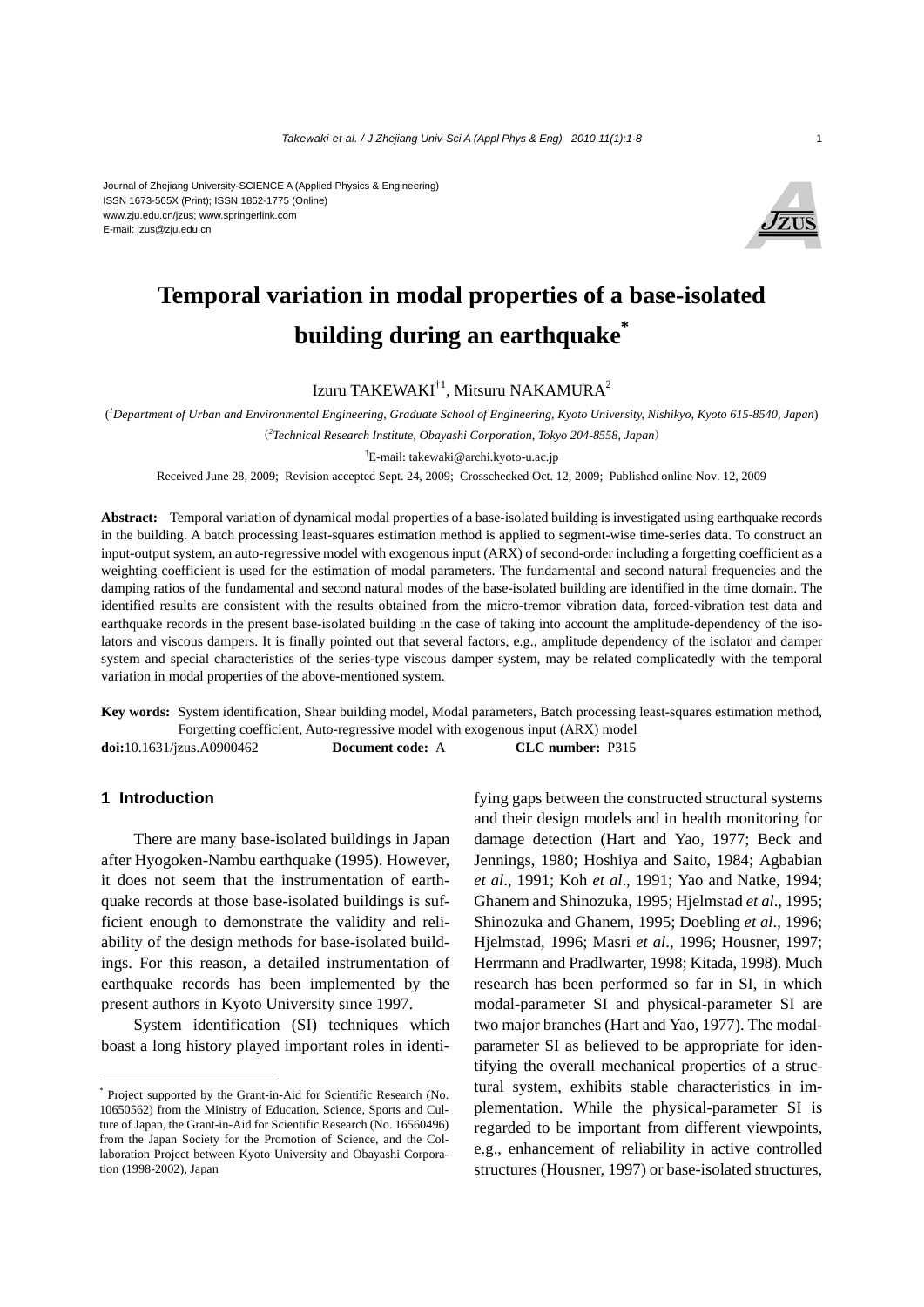Journal of Zhejiang University-SCIENCE A (Applied Physics & Engineering)
ISSN 1673-565X (Print); ISSN 1862-1775 (Online)
www.zju.edu.cn/jzus; www.springerlink.com
E-mail: jzus@zju.edu.cn

# Temporal variation in modal properties of a base-isolated building during an earthquake*

Izuru TAKEWAKI[†1], Mitsuru NAKAMURA[2]

([1]*Department of Urban and Environmental Engineering, Graduate School of Engineering, Kyoto University, Nishikyo, Kyoto 615-8540, Japan*)

([2]*Technical Research Institute, Obayashi Corporation, Tokyo 204-8558, Japan*)

[†]E-mail: takewaki@archi.kyoto-u.ac.jp

Received June 28, 2009; Revision accepted Sept. 24, 2009; Crosschecked Oct. 12, 2009; Published online Nov. 12, 2009

**Abstract:** Temporal variation of dynamical modal properties of a base-isolated building is investigated using earthquake records in the building. A batch processing least-squares estimation method is applied to segment-wise time-series data. To construct an input-output system, an auto-regressive model with exogenous input (ARX) of second-order including a forgetting coefficient as a weighting coefficient is used for the estimation of modal parameters. The fundamental and second natural frequencies and the damping ratios of the fundamental and second natural modes of the base-isolated building are identified in the time domain. The identified results are consistent with the results obtained from the micro-tremor vibration data, forced-vibration test data and earthquake records in the present base-isolated building in the case of taking into account the amplitude-dependency of the isolators and viscous dampers. It is finally pointed out that several factors, e.g., amplitude dependency of the isolator and damper system and special characteristics of the series-type viscous damper system, may be related complicatedly with the temporal variation in modal properties of the above-mentioned system.

**Key words:** System identification, Shear building model, Modal parameters, Batch processing least-squares estimation method, Forgetting coefficient, Auto-regressive model with exogenous input (ARX) model

**doi:**10.1631/jzus.A0900462 **Document code:** A **CLC number:** P315

## 1 Introduction

There are many base-isolated buildings in Japan after Hyogoken-Nambu earthquake (1995). However, it does not seem that the instrumentation of earthquake records at those base-isolated buildings is sufficient enough to demonstrate the validity and reliability of the design methods for base-isolated buildings. For this reason, a detailed instrumentation of earthquake records has been implemented by the present authors in Kyoto University since 1997.

System identification (SI) techniques which boast a long history played important roles in identifying gaps between the constructed structural systems and their design models and in health monitoring for damage detection (Hart and Yao, 1977; Beck and Jennings, 1980; Hoshiya and Saito, 1984; Agbabian *et al*., 1991; Koh *et al*., 1991; Yao and Natke, 1994; Ghanem and Shinozuka, 1995; Hjelmstad *et al*., 1995; Shinozuka and Ghanem, 1995; Doebling *et al*., 1996; Hjelmstad, 1996; Masri *et al*., 1996; Housner, 1997; Herrmann and Pradlwarter, 1998; Kitada, 1998). Much research has been performed so far in SI, in which modal-parameter SI and physical-parameter SI are two major branches (Hart and Yao, 1977). The modal-parameter SI as believed to be appropriate for identifying the overall mechanical properties of a structural system, exhibits stable characteristics in implementation. While the physical-parameter SI is regarded to be important from different viewpoints, e.g., enhancement of reliability in active controlled structures (Housner, 1997) or base-isolated structures,

---

* Project supported by the Grant-in-Aid for Scientific Research (No. 10650562) from the Ministry of Education, Science, Sports and Culture of Japan, the Grant-in-Aid for Scientific Research (No. 16560496) from the Japan Society for the Promotion of Science, and the Collaboration Project between Kyoto University and Obayashi Corporation (1998-2002), Japan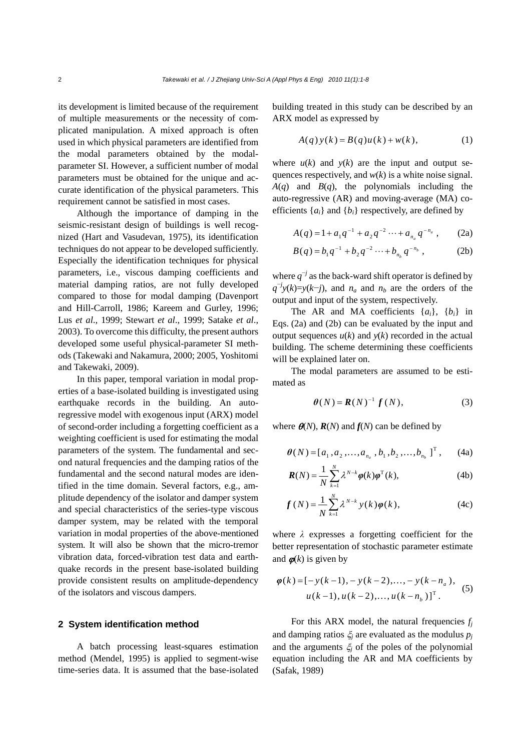its development is limited because of the requirement of multiple measurements or the necessity of complicated manipulation. A mixed approach is often used in which physical parameters are identified from the modal parameters obtained by the modal-parameter SI. However, a sufficient number of modal parameters must be obtained for the unique and accurate identification of the physical parameters. This requirement cannot be satisfied in most cases.

Although the importance of damping in the seismic-resistant design of buildings is well recognized (Hart and Vasudevan, 1975), its identification techniques do not appear to be developed sufficiently. Especially the identification techniques for physical parameters, i.e., viscous damping coefficients and material damping ratios, are not fully developed compared to those for modal damping (Davenport and Hill-Carroll, 1986; Kareem and Gurley, 1996; Lus *et al.*, 1999; Stewart *et al.*, 1999; Satake *et al.*, 2003). To overcome this difficulty, the present authors developed some useful physical-parameter SI methods (Takewaki and Nakamura, 2000; 2005, Yoshitomi and Takewaki, 2009).

In this paper, temporal variation in modal properties of a base-isolated building is investigated using earthquake records in the building. An auto-regressive model with exogenous input (ARX) model of second-order including a forgetting coefficient as a weighting coefficient is used for estimating the modal parameters of the system. The fundamental and second natural frequencies and the damping ratios of the fundamental and the second natural modes are identified in the time domain. Several factors, e.g., amplitude dependency of the isolator and damper system and special characteristics of the series-type viscous damper system, may be related with the temporal variation in modal properties of the above-mentioned system. It will also be shown that the micro-tremor vibration data, forced-vibration test data and earthquake records in the present base-isolated building provide consistent results on amplitude-dependency of the isolators and viscous dampers.

## 2 System identification method

A batch processing least-squares estimation method (Mendel, 1995) is applied to segment-wise time-series data. It is assumed that the base-isolated building treated in this study can be described by an ARX model as expressed by

$$A(q)\,y(k) = B(q)u(k) + w(k), \tag{1}$$

where $u(k)$ and $y(k)$ are the input and output sequences respectively, and $w(k)$ is a white noise signal. $A(q)$ and $B(q)$, the polynomials including the auto-regressive (AR) and moving-average (MA) coefficients $\{a_i\}$ and $\{b_i\}$ respectively, are defined by

$$A(q) = 1 + a_1 q^{-1} + a_2 q^{-2} \cdots + a_{n_a} q^{-n_a}\,, \tag{2a}$$

$$B(q) = b_1 q^{-1} + b_2 q^{-2} \cdots + b_{n_b} q^{-n_b}\,, \tag{2b}$$

where $q^{-j}$ as the back-ward shift operator is defined by $q^{-j}y(k)=y(k-j)$, and $n_a$ and $n_b$ are the orders of the output and input of the system, respectively.

The AR and MA coefficients $\{a_i\}$, $\{b_i\}$ in Eqs. (2a) and (2b) can be evaluated by the input and output sequences $u(k)$ and $y(k)$ recorded in the actual building. The scheme determining these coefficients will be explained later on.

The modal parameters are assumed to be estimated as

$$\boldsymbol{\theta}(N) = \boldsymbol{R}(N)^{-1}\,\boldsymbol{f}\,(N), \tag{3}$$

where $\boldsymbol{\theta}(N)$, $\boldsymbol{R}(N)$ and $\boldsymbol{f}(N)$ can be defined by

$$\boldsymbol{\theta}(N) = [a_1, a_2, \ldots, a_{n_a}, b_1, b_2, \ldots, b_{n_b}]^{\mathrm{T}}, \tag{4a}$$

$$\boldsymbol{R}(N) = \frac{1}{N}\sum_{k=1}^{N} \lambda^{N-k} \boldsymbol{\varphi}(k)\boldsymbol{\varphi}^{\mathrm{T}}(k), \tag{4b}$$

$$\boldsymbol{f}\,(N) = \frac{1}{N}\sum_{k=1}^{N} \lambda^{N-k} y(k)\boldsymbol{\varphi}(k), \tag{4c}$$

where $\lambda$ expresses a forgetting coefficient for the better representation of stochastic parameter estimate and $\boldsymbol{\varphi}(k)$ is given by

$$\begin{aligned}\boldsymbol{\varphi}(k) = [&-y(k-1), -y(k-2), \ldots, -y(k-n_a),\\ &u(k-1), u(k-2), \ldots, u(k-n_b)]^{\mathrm{T}}.\end{aligned} \tag{5}$$

For this ARX model, the natural frequencies $f_j$ and damping ratios $\xi_j$ are evaluated as the modulus $p_j$ and the arguments $\xi_j$ of the poles of the polynomial equation including the AR and MA coefficients by (Safak, 1989)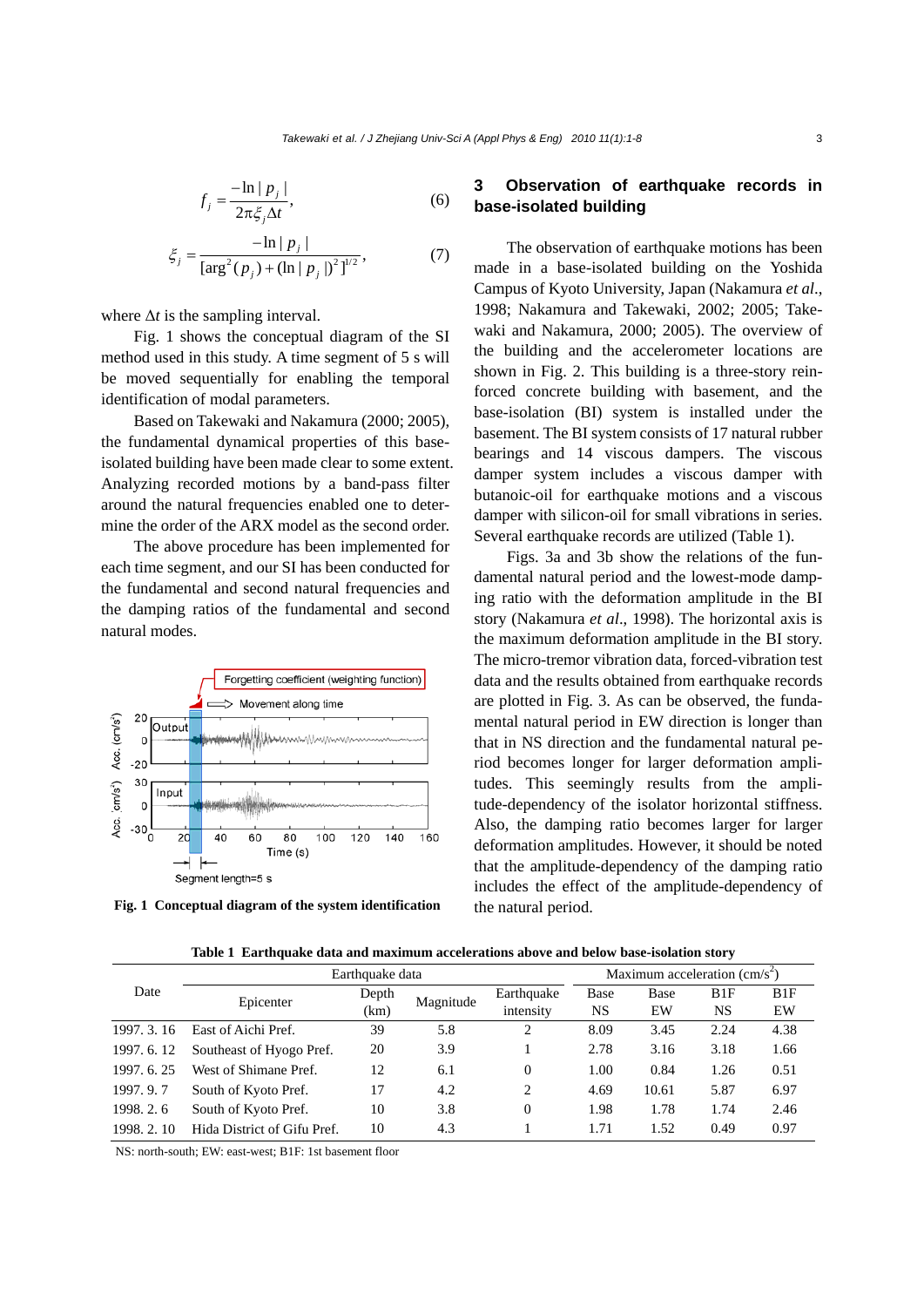$$f_j = \frac{-\ln|p_j|}{2\pi\xi_j \Delta t}, \tag{6}$$

$$\xi_j = \frac{-\ln|p_j|}{[\arg^2(p_j) + (\ln|p_j|)^2]^{1/2}}, \tag{7}$$

where $\Delta t$ is the sampling interval.

Fig. 1 shows the conceptual diagram of the SI method used in this study. A time segment of 5 s will be moved sequentially for enabling the temporal identification of modal parameters.

Based on Takewaki and Nakamura (2000; 2005), the fundamental dynamical properties of this base-isolated building have been made clear to some extent. Analyzing recorded motions by a band-pass filter around the natural frequencies enabled one to determine the order of the ARX model as the second order.

The above procedure has been implemented for each time segment, and our SI has been conducted for the fundamental and second natural frequencies and the damping ratios of the fundamental and second natural modes.

**Fig. 1 Conceptual diagram of the system identification**

## 3 Observation of earthquake records in base-isolated building

The observation of earthquake motions has been made in a base-isolated building on the Yoshida Campus of Kyoto University, Japan (Nakamura *et al.*, 1998; Nakamura and Takewaki, 2002; 2005; Takewaki and Nakamura, 2000; 2005). The overview of the building and the accelerometer locations are shown in Fig. 2. This building is a three-story reinforced concrete building with basement, and the base-isolation (BI) system is installed under the basement. The BI system consists of 17 natural rubber bearings and 14 viscous dampers. The viscous damper system includes a viscous damper with butanoic-oil for earthquake motions and a viscous damper with silicon-oil for small vibrations in series. Several earthquake records are utilized (Table 1).

Figs. 3a and 3b show the relations of the fundamental natural period and the lowest-mode damping ratio with the deformation amplitude in the BI story (Nakamura *et al.*, 1998). The horizontal axis is the maximum deformation amplitude in the BI story. The micro-tremor vibration data, forced-vibration test data and the results obtained from earthquake records are plotted in Fig. 3. As can be observed, the fundamental natural period in EW direction is longer than that in NS direction and the fundamental natural period becomes longer for larger deformation amplitudes. This seemingly results from the amplitude-dependency of the isolator horizontal stiffness. Also, the damping ratio becomes larger for larger deformation amplitudes. However, it should be noted that the amplitude-dependency of the damping ratio includes the effect of the amplitude-dependency of the natural period.

**Table 1 Earthquake data and maximum accelerations above and below base-isolation story**

| Date | Earthquake data | | | | Maximum acceleration (cm/s$^2$) | | | |
|---|---|---|---|---|---|---|---|---|
| | Epicenter | Depth (km) | Magnitude | Earthquake intensity | Base NS | Base EW | B1F NS | B1F EW |
| 1997. 3. 16 | East of Aichi Pref. | 39 | 5.8 | 2 | 8.09 | 3.45 | 2.24 | 4.38 |
| 1997. 6. 12 | Southeast of Hyogo Pref. | 20 | 3.9 | 1 | 2.78 | 3.16 | 3.18 | 1.66 |
| 1997. 6. 25 | West of Shimane Pref. | 12 | 6.1 | 0 | 1.00 | 0.84 | 1.26 | 0.51 |
| 1997. 9. 7 | South of Kyoto Pref. | 17 | 4.2 | 2 | 4.69 | 10.61 | 5.87 | 6.97 |
| 1998. 2. 6 | South of Kyoto Pref. | 10 | 3.8 | 0 | 1.98 | 1.78 | 1.74 | 2.46 |
| 1998. 2. 10 | Hida District of Gifu Pref. | 10 | 4.3 | 1 | 1.71 | 1.52 | 0.49 | 0.97 |

NS: north-south; EW: east-west; B1F: 1st basement floor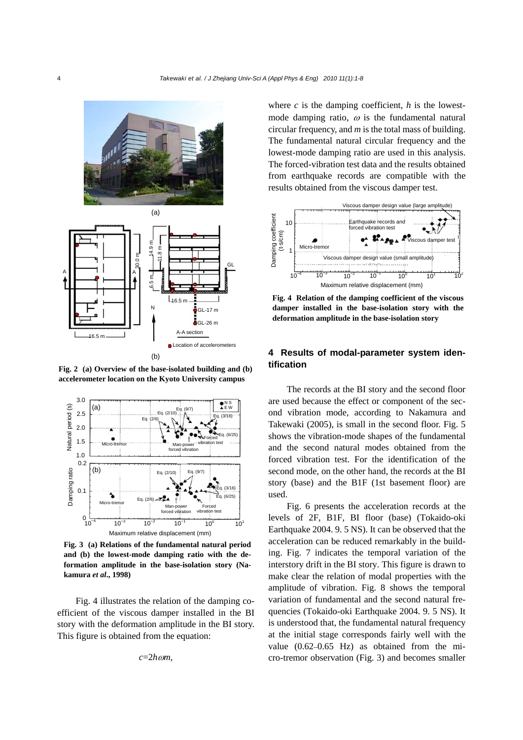Fig. 2 (a) Overview of the base-isolated building and (b) accelerometer location on the Kyoto University campus

Fig. 3 (a) Relations of the fundamental natural period and (b) the lowest-mode damping ratio with the deformation amplitude in the base-isolation story (Nakamura *et al*., 1998)

Fig. 4 illustrates the relation of the damping coefficient of the viscous damper installed in the BI story with the deformation amplitude in the BI story. This figure is obtained from the equation:

$$c=2h\omega m,$$

where $c$ is the damping coefficient, $h$ is the lowest-mode damping ratio, $\omega$ is the fundamental natural circular frequency, and $m$ is the total mass of building. The fundamental natural circular frequency and the lowest-mode damping ratio are used in this analysis. The forced-vibration test data and the results obtained from earthquake records are compatible with the results obtained from the viscous damper test.

Fig. 4 Relation of the damping coefficient of the viscous damper installed in the base-isolation story with the deformation amplitude in the base-isolation story

## 4 Results of modal-parameter system identification

The records at the BI story and the second floor are used because the effect or component of the second vibration mode, according to Nakamura and Takewaki (2005), is small in the second floor. Fig. 5 shows the vibration-mode shapes of the fundamental and the second natural modes obtained from the forced vibration test. For the identification of the second mode, on the other hand, the records at the BI story (base) and the B1F (1st basement floor) are used.

Fig. 6 presents the acceleration records at the levels of 2F, B1F, BI floor (base) (Tokaido-oki Earthquake 2004. 9. 5 NS). It can be observed that the acceleration can be reduced remarkably in the building. Fig. 7 indicates the temporal variation of the interstory drift in the BI story. This figure is drawn to make clear the relation of modal properties with the amplitude of vibration. Fig. 8 shows the temporal variation of fundamental and the second natural frequencies (Tokaido-oki Earthquake 2004. 9. 5 NS). It is understood that, the fundamental natural frequency at the initial stage corresponds fairly well with the value (0.62–0.65 Hz) as obtained from the micro-tremor observation (Fig. 3) and becomes smaller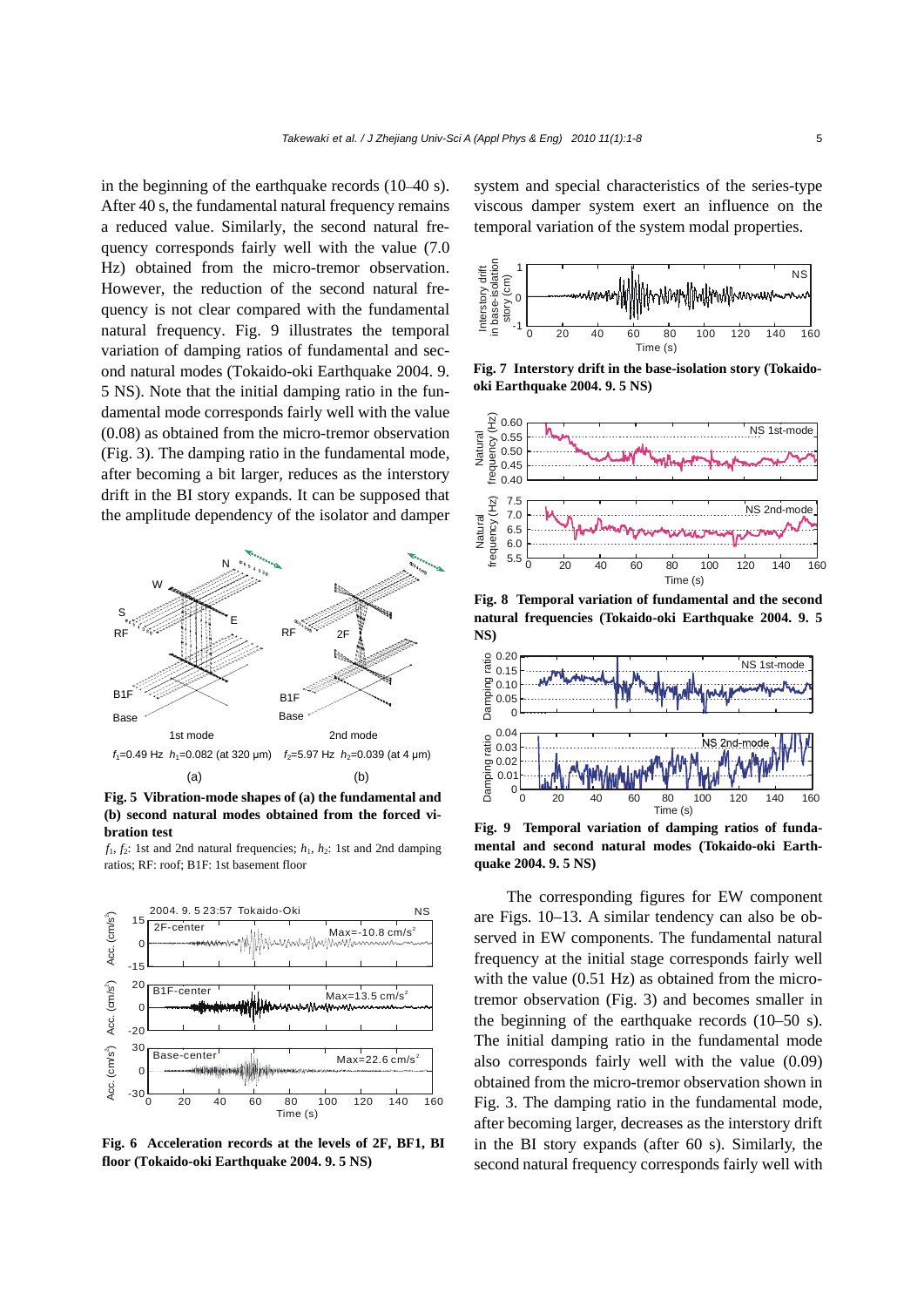in the beginning of the earthquake records (10–40 s). After 40 s, the fundamental natural frequency remains a reduced value. Similarly, the second natural frequency corresponds fairly well with the value (7.0 Hz) obtained from the micro-tremor observation. However, the reduction of the second natural frequency is not clear compared with the fundamental natural frequency. Fig. 9 illustrates the temporal variation of damping ratios of fundamental and second natural modes (Tokaido-oki Earthquake 2004. 9. 5 NS). Note that the initial damping ratio in the fundamental mode corresponds fairly well with the value (0.08) as obtained from the micro-tremor observation (Fig. 3). The damping ratio in the fundamental mode, after becoming a bit larger, reduces as the interstory drift in the BI story expands. It can be supposed that the amplitude dependency of the isolator and damper system and special characteristics of the series-type viscous damper system exert an influence on the temporal variation of the system modal properties.

**Fig. 5 Vibration-mode shapes of (a) the fundamental and (b) second natural modes obtained from the forced vibration test**

$f_1$=0.49 Hz $h_1$=0.082 (at 320 μm) $f_2$=5.97 Hz $h_2$=0.039 (at 4 μm)

$f_1$, $f_2$: 1st and 2nd natural frequencies; $h_1$, $h_2$: 1st and 2nd damping ratios; RF: roof; B1F: 1st basement floor

**Fig. 6 Acceleration records at the levels of 2F, BF1, BI floor (Tokaido-oki Earthquake 2004. 9. 5 NS)**

**Fig. 7 Interstory drift in the base-isolation story (Tokaido-oki Earthquake 2004. 9. 5 NS)**

**Fig. 8 Temporal variation of fundamental and the second natural frequencies (Tokaido-oki Earthquake 2004. 9. 5 NS)**

**Fig. 9 Temporal variation of damping ratios of fundamental and second natural modes (Tokaido-oki Earthquake 2004. 9. 5 NS)**

The corresponding figures for EW component are Figs. 10–13. A similar tendency can also be observed in EW components. The fundamental natural frequency at the initial stage corresponds fairly well with the value (0.51 Hz) as obtained from the micro-tremor observation (Fig. 3) and becomes smaller in the beginning of the earthquake records (10–50 s). The initial damping ratio in the fundamental mode also corresponds fairly well with the value (0.09) obtained from the micro-tremor observation shown in Fig. 3. The damping ratio in the fundamental mode, after becoming larger, decreases as the interstory drift in the BI story expands (after 60 s). Similarly, the second natural frequency corresponds fairly well with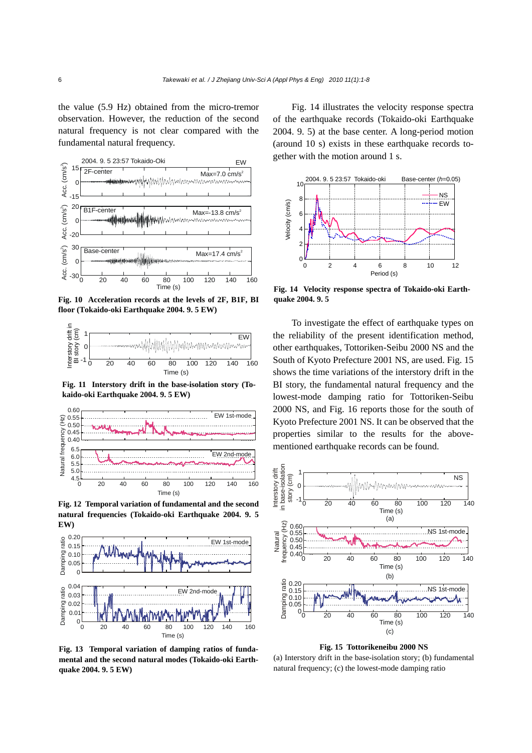the value (5.9 Hz) obtained from the micro-tremor observation. However, the reduction of the second natural frequency is not clear compared with the fundamental natural frequency.

**Fig. 10 Acceleration records at the levels of 2F, B1F, BI floor (Tokaido-oki Earthquake 2004. 9. 5 EW)**

**Fig. 11 Interstory drift in the base-isolation story (Tokaido-oki Earthquake 2004. 9. 5 EW)**

**Fig. 12 Temporal variation of fundamental and the second natural frequencies (Tokaido-oki Earthquake 2004. 9. 5 EW)**

**Fig. 13 Temporal variation of damping ratios of fundamental and the second natural modes (Tokaido-oki Earthquake 2004. 9. 5 EW)**

Fig. 14 illustrates the velocity response spectra of the earthquake records (Tokaido-oki Earthquake 2004. 9. 5) at the base center. A long-period motion (around 10 s) exists in these earthquake records together with the motion around 1 s.

**Fig. 14 Velocity response spectra of Tokaido-oki Earthquake 2004. 9. 5**

To investigate the effect of earthquake types on the reliability of the present identification method, other earthquakes, Tottoriken-Seibu 2000 NS and the South of Kyoto Prefecture 2001 NS, are used. Fig. 15 shows the time variations of the interstory drift in the BI story, the fundamental natural frequency and the lowest-mode damping ratio for Tottoriken-Seibu 2000 NS, and Fig. 16 reports those for the south of Kyoto Prefecture 2001 NS. It can be observed that the properties similar to the results for the above-mentioned earthquake records can be found.

**Fig. 15 Tottorikeneibu 2000 NS**

(a) Interstory drift in the base-isolation story; (b) fundamental natural frequency; (c) the lowest-mode damping ratio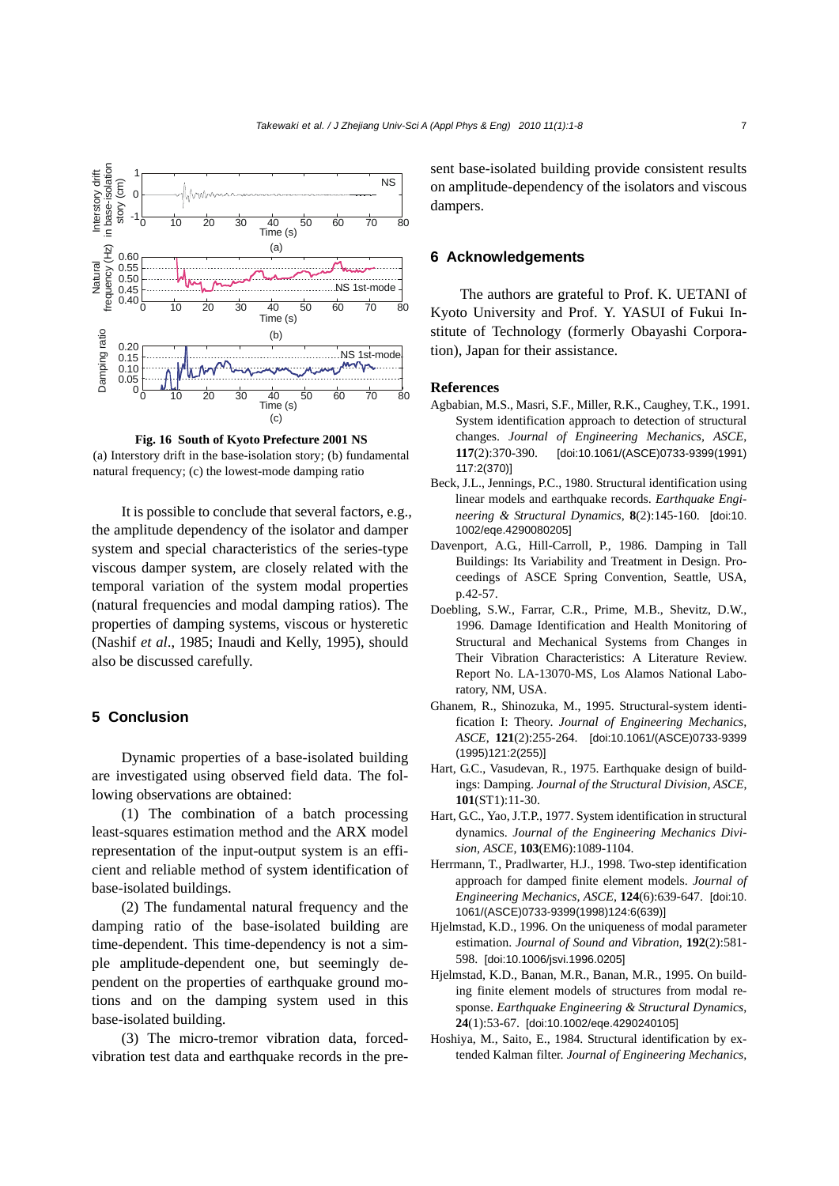**Fig. 16 South of Kyoto Prefecture 2001 NS**

(a) Interstory drift in the base-isolation story; (b) fundamental natural frequency; (c) the lowest-mode damping ratio

It is possible to conclude that several factors, e.g., the amplitude dependency of the isolator and damper system and special characteristics of the series-type viscous damper system, are closely related with the temporal variation of the system modal properties (natural frequencies and modal damping ratios). The properties of damping systems, viscous or hysteretic (Nashif *et al*., 1985; Inaudi and Kelly, 1995), should also be discussed carefully.

## 5 Conclusion

Dynamic properties of a base-isolated building are investigated using observed field data. The following observations are obtained:

(1) The combination of a batch processing least-squares estimation method and the ARX model representation of the input-output system is an efficient and reliable method of system identification of base-isolated buildings.

(2) The fundamental natural frequency and the damping ratio of the base-isolated building are time-dependent. This time-dependency is not a simple amplitude-dependent one, but seemingly dependent on the properties of earthquake ground motions and on the damping system used in this base-isolated building.

(3) The micro-tremor vibration data, forced-vibration test data and earthquake records in the present base-isolated building provide consistent results on amplitude-dependency of the isolators and viscous dampers.

## 6 Acknowledgements

The authors are grateful to Prof. K. UETANI of Kyoto University and Prof. Y. YASUI of Fukui Institute of Technology (formerly Obayashi Corporation), Japan for their assistance.

## References

Agbabian, M.S., Masri, S.F., Miller, R.K., Caughey, T.K., 1991. System identification approach to detection of structural changes. *Journal of Engineering Mechanics*, *ASCE*, **117**(2):370-390. [doi:10.1061/(ASCE)0733-9399(1991)117:2(370)]

Beck, J.L., Jennings, P.C., 1980. Structural identification using linear models and earthquake records. *Earthquake Engineering & Structural Dynamics*, **8**(2):145-160. [doi:10.1002/eqe.4290080205]

Davenport, A.G., Hill-Carroll, P., 1986. Damping in Tall Buildings: Its Variability and Treatment in Design. Proceedings of ASCE Spring Convention, Seattle, USA, p.42-57.

Doebling, S.W., Farrar, C.R., Prime, M.B., Shevitz, D.W., 1996. Damage Identification and Health Monitoring of Structural and Mechanical Systems from Changes in Their Vibration Characteristics: A Literature Review. Report No. LA-13070-MS, Los Alamos National Laboratory, NM, USA.

Ghanem, R., Shinozuka, M., 1995. Structural-system identification I: Theory. *Journal of Engineering Mechanics*, *ASCE*, **121**(2):255-264. [doi:10.1061/(ASCE)0733-9399(1995)121:2(255)]

Hart, G.C., Vasudevan, R., 1975. Earthquake design of buildings: Damping. *Journal of the Structural Division, ASCE*, **101**(ST1):11-30.

Hart, G.C., Yao, J.T.P., 1977. System identification in structural dynamics. *Journal of the Engineering Mechanics Division*, *ASCE*, **103**(EM6):1089-1104.

Herrmann, T., Pradlwarter, H.J., 1998. Two-step identification approach for damped finite element models. *Journal of Engineering Mechanics*, *ASCE*, **124**(6):639-647. [doi:10.1061/(ASCE)0733-9399(1998)124:6(639)]

Hjelmstad, K.D., 1996. On the uniqueness of modal parameter estimation. *Journal of Sound and Vibration*, **192**(2):581-598. [doi:10.1006/jsvi.1996.0205]

Hjelmstad, K.D., Banan, M.R., Banan, M.R., 1995. On building finite element models of structures from modal response. *Earthquake Engineering & Structural Dynamics*, **24**(1):53-67. [doi:10.1002/eqe.4290240105]

Hoshiya, M., Saito, E., 1984. Structural identification by extended Kalman filter. *Journal of Engineering Mechanics*,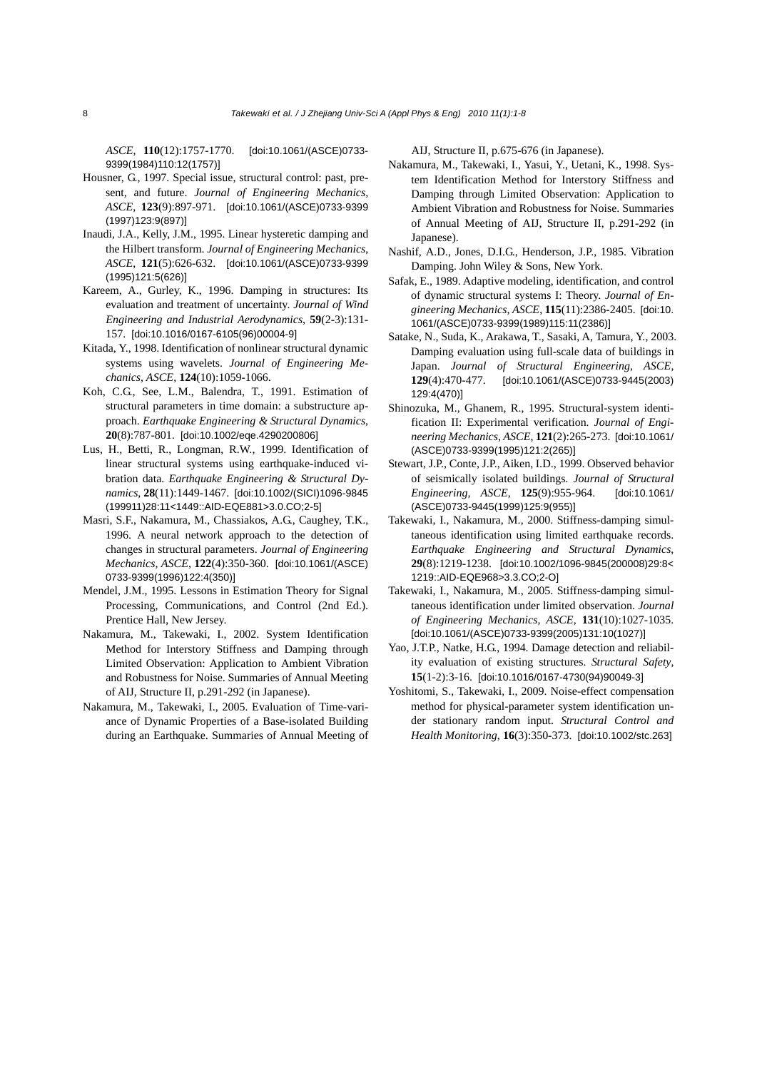*ASCE*, **110**(12):1757-1770. [doi:10.1061/(ASCE)0733-9399(1984)110:12(1757)]

Housner, G., 1997. Special issue, structural control: past, present, and future. *Journal of Engineering Mechanics, ASCE*, **123**(9):897-971. [doi:10.1061/(ASCE)0733-9399(1997)123:9(897)]

Inaudi, J.A., Kelly, J.M., 1995. Linear hysteretic damping and the Hilbert transform. *Journal of Engineering Mechanics, ASCE*, **121**(5):626-632. [doi:10.1061/(ASCE)0733-9399(1995)121:5(626)]

Kareem, A., Gurley, K., 1996. Damping in structures: Its evaluation and treatment of uncertainty. *Journal of Wind Engineering and Industrial Aerodynamics*, **59**(2-3):131-157. [doi:10.1016/0167-6105(96)00004-9]

Kitada, Y., 1998. Identification of nonlinear structural dynamic systems using wavelets. *Journal of Engineering Mechanics, ASCE*, **124**(10):1059-1066.

Koh, C.G., See, L.M., Balendra, T., 1991. Estimation of structural parameters in time domain: a substructure approach. *Earthquake Engineering & Structural Dynamics*, **20**(8):787-801. [doi:10.1002/eqe.4290200806]

Lus, H., Betti, R., Longman, R.W., 1999. Identification of linear structural systems using earthquake-induced vibration data. *Earthquake Engineering & Structural Dynamics*, **28**(11):1449-1467. [doi:10.1002/(SICI)1096-9845(199911)28:11<1449::AID-EQE881>3.0.CO;2-5]

Masri, S.F., Nakamura, M., Chassiakos, A.G., Caughey, T.K., 1996. A neural network approach to the detection of changes in structural parameters. *Journal of Engineering Mechanics, ASCE*, **122**(4):350-360. [doi:10.1061/(ASCE)0733-9399(1996)122:4(350)]

Mendel, J.M., 1995. Lessons in Estimation Theory for Signal Processing, Communications, and Control (2nd Ed.). Prentice Hall, New Jersey.

Nakamura, M., Takewaki, I., 2002. System Identification Method for Interstory Stiffness and Damping through Limited Observation: Application to Ambient Vibration and Robustness for Noise. Summaries of Annual Meeting of AIJ, Structure II, p.291-292 (in Japanese).

Nakamura, M., Takewaki, I., 2005. Evaluation of Time-variance of Dynamic Properties of a Base-isolated Building during an Earthquake. Summaries of Annual Meeting of AIJ, Structure II, p.675-676 (in Japanese).

Nakamura, M., Takewaki, I., Yasui, Y., Uetani, K., 1998. System Identification Method for Interstory Stiffness and Damping through Limited Observation: Application to Ambient Vibration and Robustness for Noise. Summaries of Annual Meeting of AIJ, Structure II, p.291-292 (in Japanese).

Nashif, A.D., Jones, D.I.G., Henderson, J.P., 1985. Vibration Damping. John Wiley & Sons, New York.

Safak, E., 1989. Adaptive modeling, identification, and control of dynamic structural systems I: Theory. *Journal of Engineering Mechanics, ASCE*, **115**(11):2386-2405. [doi:10.1061/(ASCE)0733-9399(1989)115:11(2386)]

Satake, N., Suda, K., Arakawa, T., Sasaki, A, Tamura, Y., 2003. Damping evaluation using full-scale data of buildings in Japan. *Journal of Structural Engineering, ASCE*, **129**(4):470-477. [doi:10.1061/(ASCE)0733-9445(2003)129:4(470)]

Shinozuka, M., Ghanem, R., 1995. Structural-system identification II: Experimental verification. *Journal of Engineering Mechanics, ASCE*, **121**(2):265-273. [doi:10.1061/(ASCE)0733-9399(1995)121:2(265)]

Stewart, J.P., Conte, J.P., Aiken, I.D., 1999. Observed behavior of seismically isolated buildings. *Journal of Structural Engineering, ASCE*, **125**(9):955-964. [doi:10.1061/(ASCE)0733-9445(1999)125:9(955)]

Takewaki, I., Nakamura, M., 2000. Stiffness-damping simultaneous identification using limited earthquake records. *Earthquake Engineering and Structural Dynamics*, **29**(8):1219-1238. [doi:10.1002/1096-9845(200008)29:8<1219::AID-EQE968>3.3.CO;2-O]

Takewaki, I., Nakamura, M., 2005. Stiffness-damping simultaneous identification under limited observation. *Journal of Engineering Mechanics, ASCE*, **131**(10):1027-1035. [doi:10.1061/(ASCE)0733-9399(2005)131:10(1027)]

Yao, J.T.P., Natke, H.G., 1994. Damage detection and reliability evaluation of existing structures. *Structural Safety*, **15**(1-2):3-16. [doi:10.1016/0167-4730(94)90049-3]

Yoshitomi, S., Takewaki, I., 2009. Noise-effect compensation method for physical-parameter system identification under stationary random input. *Structural Control and Health Monitoring*, **16**(3):350-373. [doi:10.1002/stc.263]